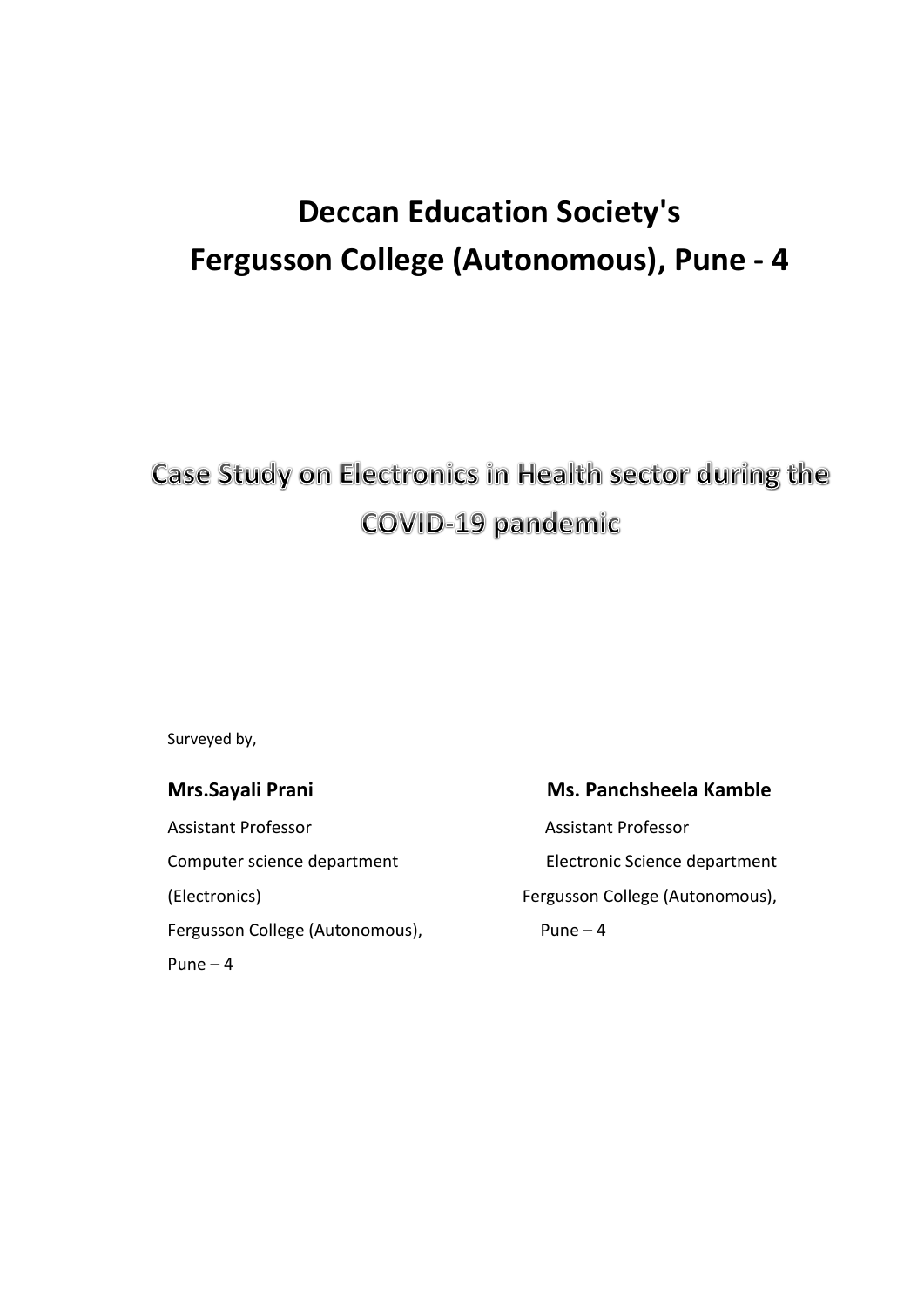# Deccan Education Society's
# Fergusson College (Autonomous), Pune - 4

## Case Study on Electronics in Health sector during the COVID-19 pandemic

Surveyed by,

**Mrs.Sayali Prani**

Assistant Professor

Computer science department

(Electronics)

Fergusson College (Autonomous),

Pune – 4

**Ms. Panchsheela Kamble**

Assistant Professor

Electronic Science department

Fergusson College (Autonomous),

Pune – 4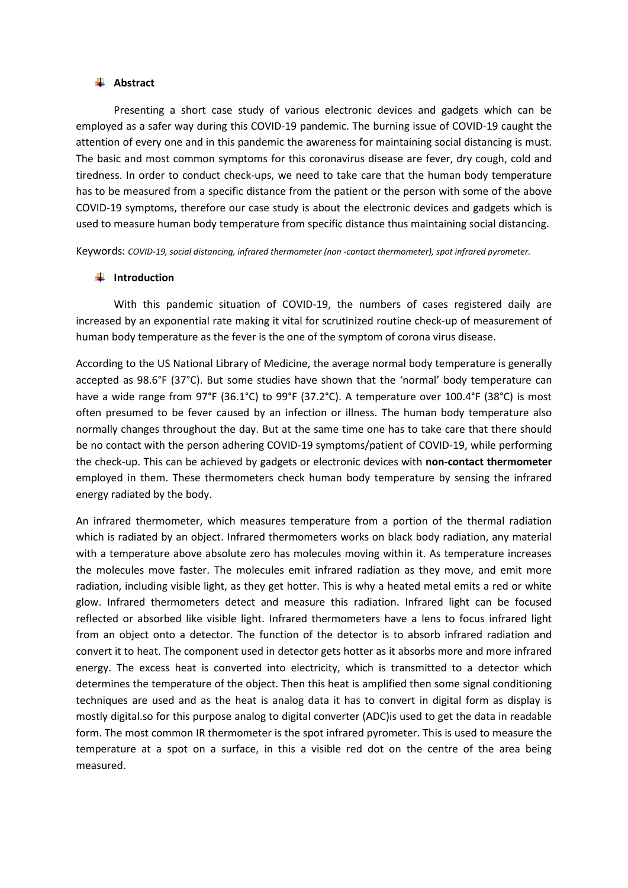## Abstract

Presenting a short case study of various electronic devices and gadgets which can be employed as a safer way during this COVID-19 pandemic. The burning issue of COVID-19 caught the attention of every one and in this pandemic the awareness for maintaining social distancing is must. The basic and most common symptoms for this coronavirus disease are fever, dry cough, cold and tiredness. In order to conduct check-ups, we need to take care that the human body temperature has to be measured from a specific distance from the patient or the person with some of the above COVID-19 symptoms, therefore our case study is about the electronic devices and gadgets which is used to measure human body temperature from specific distance thus maintaining social distancing.

Keywords: *COVID-19, social distancing, infrared thermometer (non -contact thermometer), spot infrared pyrometer.*

## Introduction

With this pandemic situation of COVID-19, the numbers of cases registered daily are increased by an exponential rate making it vital for scrutinized routine check-up of measurement of human body temperature as the fever is the one of the symptom of corona virus disease.

According to the US National Library of Medicine, the average normal body temperature is generally accepted as 98.6°F (37°C). But some studies have shown that the 'normal' body temperature can have a wide range from 97°F (36.1°C) to 99°F (37.2°C). A temperature over 100.4°F (38°C) is most often presumed to be fever caused by an infection or illness. The human body temperature also normally changes throughout the day. But at the same time one has to take care that there should be no contact with the person adhering COVID-19 symptoms/patient of COVID-19, while performing the check-up. This can be achieved by gadgets or electronic devices with **non-contact thermometer** employed in them. These thermometers check human body temperature by sensing the infrared energy radiated by the body.

An infrared thermometer, which measures temperature from a portion of the thermal radiation which is radiated by an object. Infrared thermometers works on black body radiation, any material with a temperature above absolute zero has molecules moving within it. As temperature increases the molecules move faster. The molecules emit infrared radiation as they move, and emit more radiation, including visible light, as they get hotter. This is why a heated metal emits a red or white glow. Infrared thermometers detect and measure this radiation. Infrared light can be focused reflected or absorbed like visible light. Infrared thermometers have a lens to focus infrared light from an object onto a detector. The function of the detector is to absorb infrared radiation and convert it to heat. The component used in detector gets hotter as it absorbs more and more infrared energy. The excess heat is converted into electricity, which is transmitted to a detector which determines the temperature of the object. Then this heat is amplified then some signal conditioning techniques are used and as the heat is analog data it has to convert in digital form as display is mostly digital.so for this purpose analog to digital converter (ADC)is used to get the data in readable form. The most common IR thermometer is the spot infrared pyrometer. This is used to measure the temperature at a spot on a surface, in this a visible red dot on the centre of the area being measured.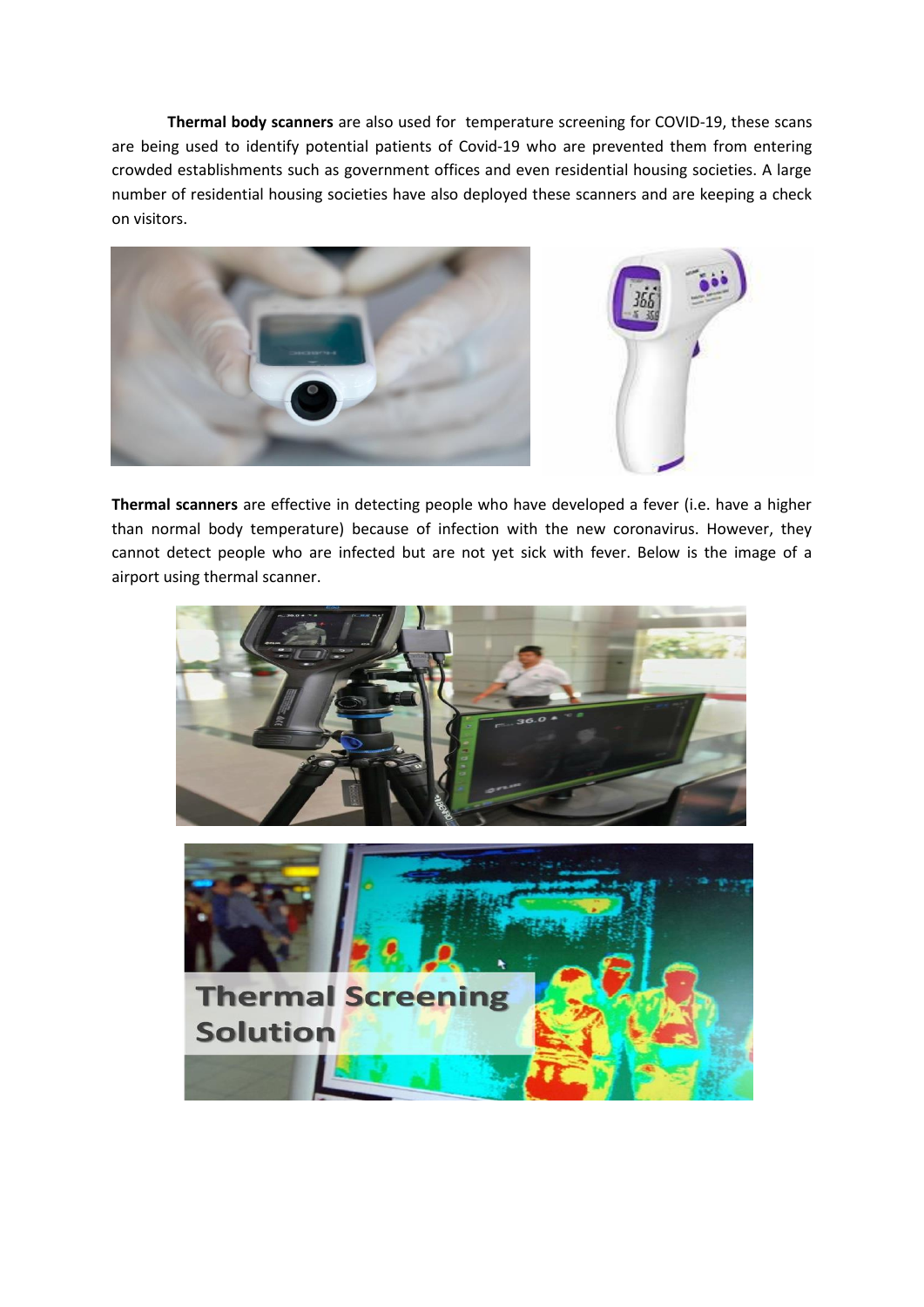**Thermal body scanners** are also used for  temperature screening for COVID-19, these scans are being used to identify potential patients of Covid-19 who are prevented them from entering crowded establishments such as government offices and even residential housing societies. A large number of residential housing societies have also deployed these scanners and are keeping a check on visitors.

**Thermal scanners** are effective in detecting people who have developed a fever (i.e. have a higher than normal body temperature) because of infection with the new coronavirus. However, they cannot detect people who are infected but are not yet sick with fever. Below is the image of a airport using thermal scanner.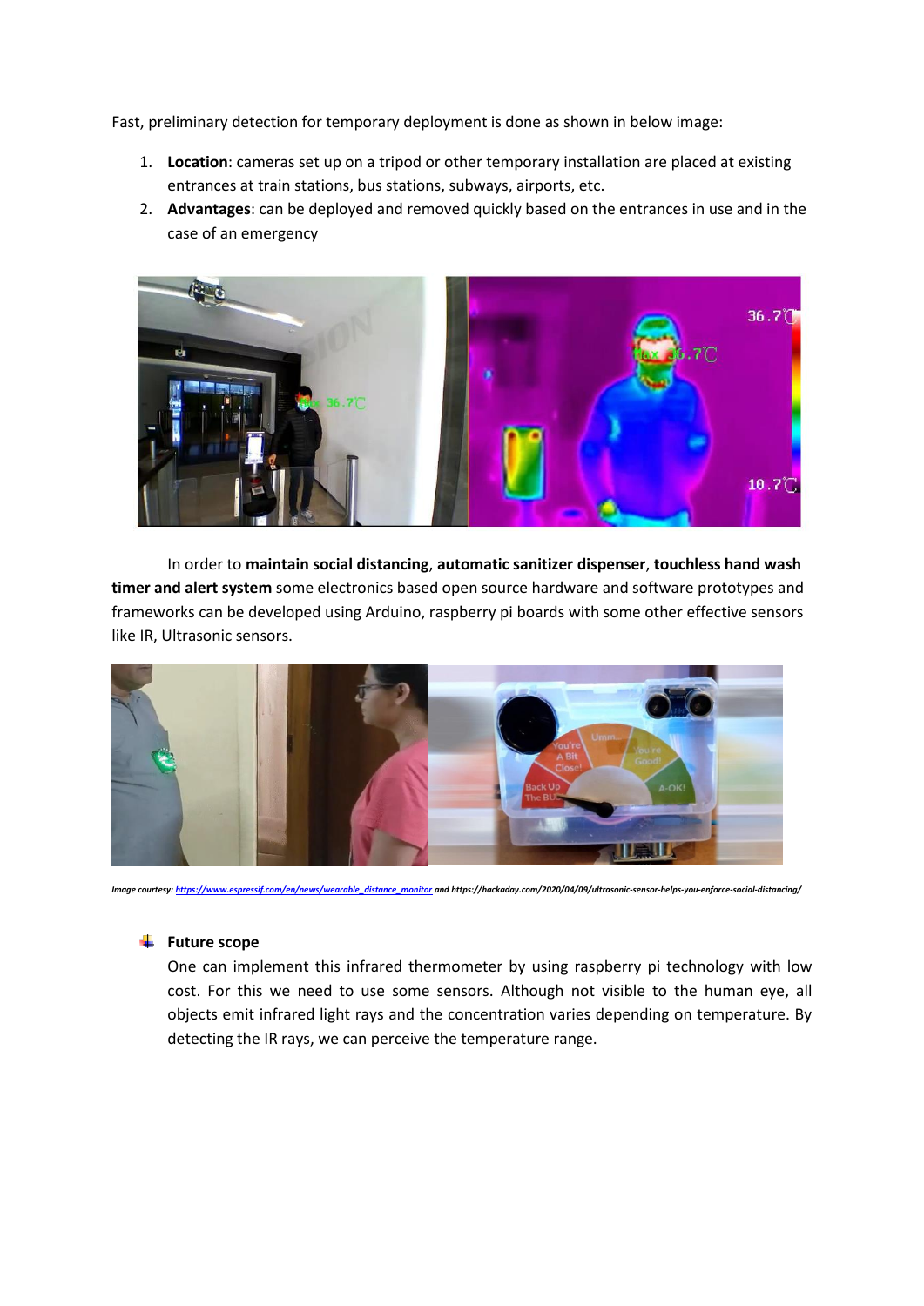Fast, preliminary detection for temporary deployment is done as shown in below image:

1. **Location**: cameras set up on a tripod or other temporary installation are placed at existing entrances at train stations, bus stations, subways, airports, etc.
2. **Advantages**: can be deployed and removed quickly based on the entrances in use and in the case of an emergency

In order to **maintain social distancing**, **automatic sanitizer dispenser**, **touchless hand wash timer and alert system** some electronics based open source hardware and software prototypes and frameworks can be developed using Arduino, raspberry pi boards with some other effective sensors like IR, Ultrasonic sensors.

*Image courtesy: https://www.espressif.com/en/news/wearable_distance_monitor and https://hackaday.com/2020/04/09/ultrasonic-sensor-helps-you-enforce-social-distancing/*

- **Future scope**

  One can implement this infrared thermometer by using raspberry pi technology with low cost. For this we need to use some sensors. Although not visible to the human eye, all objects emit infrared light rays and the concentration varies depending on temperature. By detecting the IR rays, we can perceive the temperature range.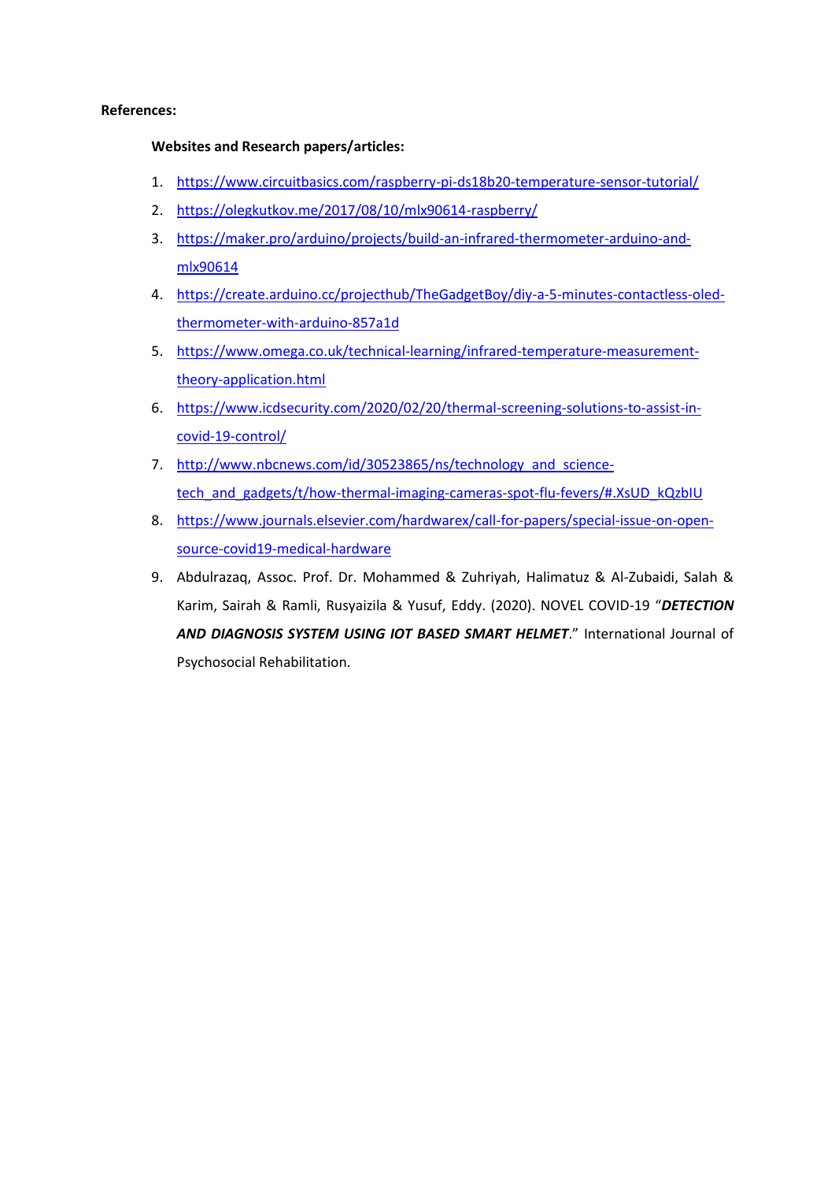**References:**

**Websites and Research papers/articles:**

1. https://www.circuitbasics.com/raspberry-pi-ds18b20-temperature-sensor-tutorial/
2. https://olegkutkov.me/2017/08/10/mlx90614-raspberry/
3. https://maker.pro/arduino/projects/build-an-infrared-thermometer-arduino-and-mlx90614
4. https://create.arduino.cc/projecthub/TheGadgetBoy/diy-a-5-minutes-contactless-oled-thermometer-with-arduino-857a1d
5. https://www.omega.co.uk/technical-learning/infrared-temperature-measurement-theory-application.html
6. https://www.icdsecurity.com/2020/02/20/thermal-screening-solutions-to-assist-in-covid-19-control/
7. http://www.nbcnews.com/id/30523865/ns/technology_and_science-tech_and_gadgets/t/how-thermal-imaging-cameras-spot-flu-fevers/#.XsUD_kQzbIU
8. https://www.journals.elsevier.com/hardwarex/call-for-papers/special-issue-on-open-source-covid19-medical-hardware
9. Abdulrazaq, Assoc. Prof. Dr. Mohammed & Zuhriyah, Halimatuz & Al-Zubaidi, Salah & Karim, Sairah & Ramli, Rusyaizila & Yusuf, Eddy. (2020). NOVEL COVID-19 "***DETECTION AND DIAGNOSIS SYSTEM USING IOT BASED SMART HELMET***." International Journal of Psychosocial Rehabilitation.